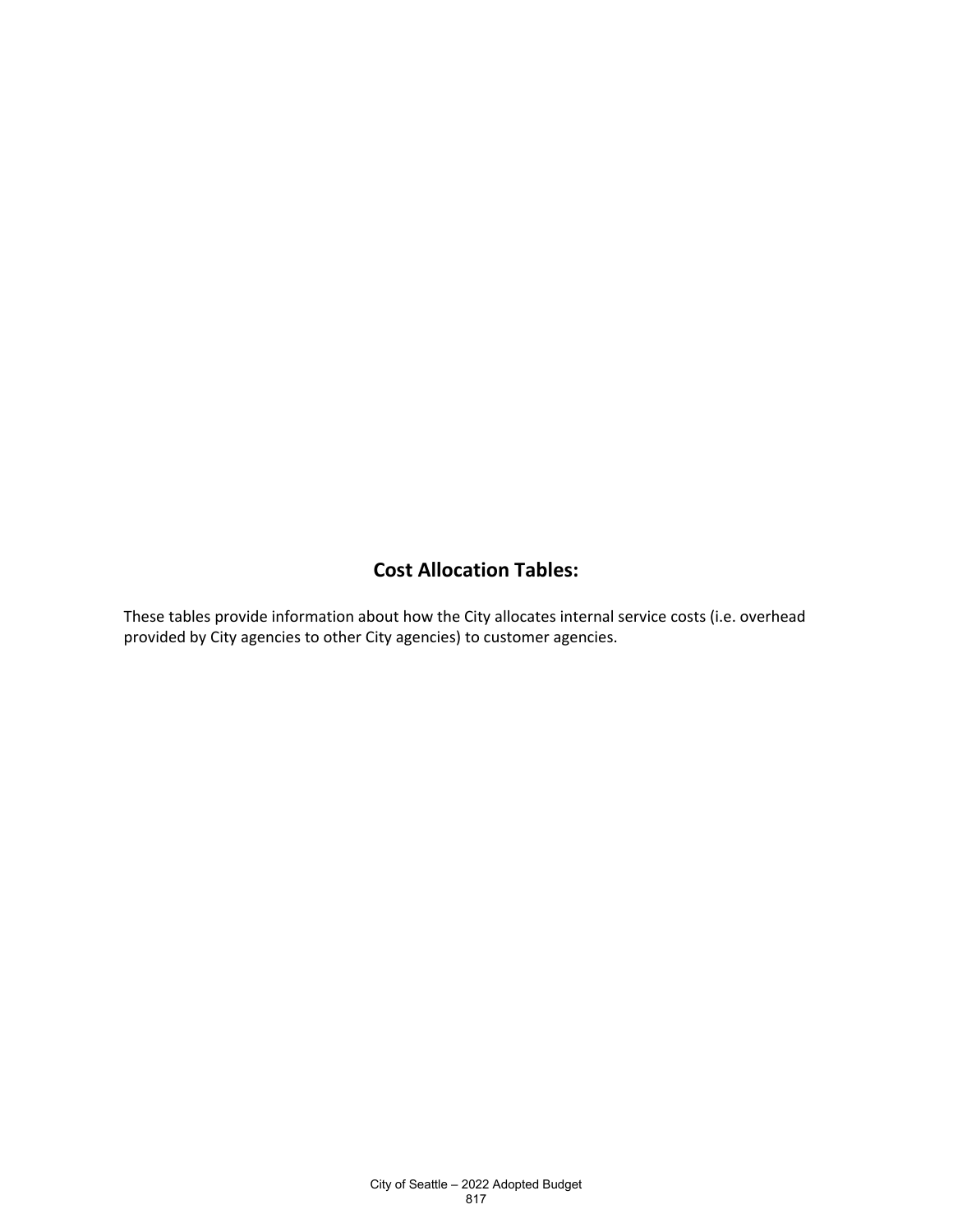## Cost Allocation Tables:

These tables provide information about how the City allocates internal service costs (i.e. overhead provided by City agencies to other City agencies) to customer agencies.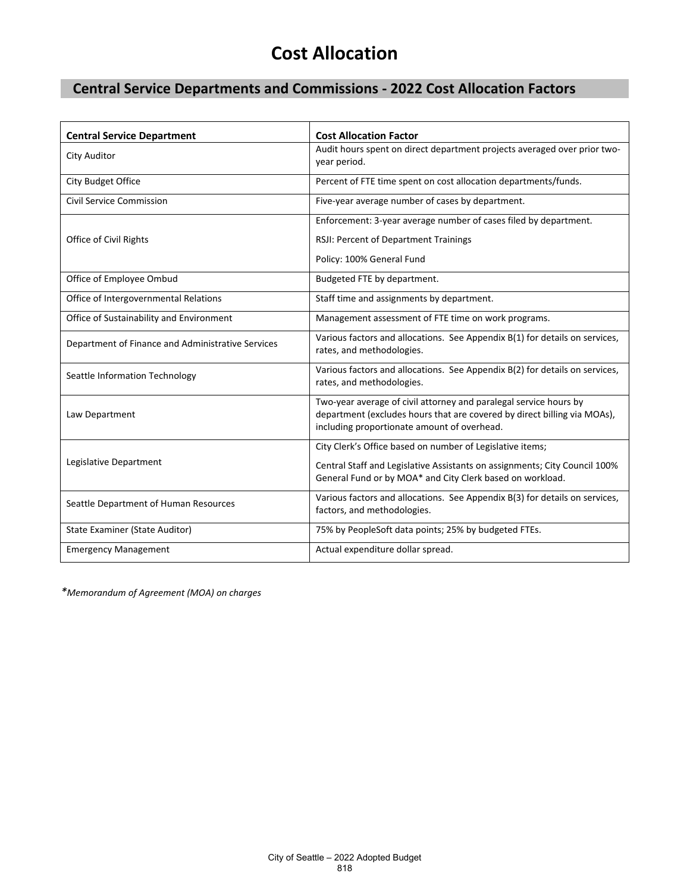# Cost Allocation

## Central Service Departments and Commissions - 2022 Cost Allocation Factors

| Central Service Department | Cost Allocation Factor |
|---|---|
| City Auditor | Audit hours spent on direct department projects averaged over prior two-year period. |
| City Budget Office | Percent of FTE time spent on cost allocation departments/funds. |
| Civil Service Commission | Five-year average number of cases by department. |
| Office of Civil Rights | Enforcement: 3-year average number of cases filed by department.<br><br>RSJI: Percent of Department Trainings<br><br>Policy: 100% General Fund |
| Office of Employee Ombud | Budgeted FTE by department. |
| Office of Intergovernmental Relations | Staff time and assignments by department. |
| Office of Sustainability and Environment | Management assessment of FTE time on work programs. |
| Department of Finance and Administrative Services | Various factors and allocations. See Appendix B(1) for details on services, rates, and methodologies. |
| Seattle Information Technology | Various factors and allocations. See Appendix B(2) for details on services, rates, and methodologies. |
| Law Department | Two-year average of civil attorney and paralegal service hours by department (excludes hours that are covered by direct billing via MOAs), including proportionate amount of overhead. |
| Legislative Department | City Clerk's Office based on number of Legislative items;<br><br>Central Staff and Legislative Assistants on assignments; City Council 100% General Fund or by MOA* and City Clerk based on workload. |
| Seattle Department of Human Resources | Various factors and allocations. See Appendix B(3) for details on services, factors, and methodologies. |
| State Examiner (State Auditor) | 75% by PeopleSoft data points; 25% by budgeted FTEs. |
| Emergency Management | Actual expenditure dollar spread. |

**Memorandum of Agreement (MOA) on charges*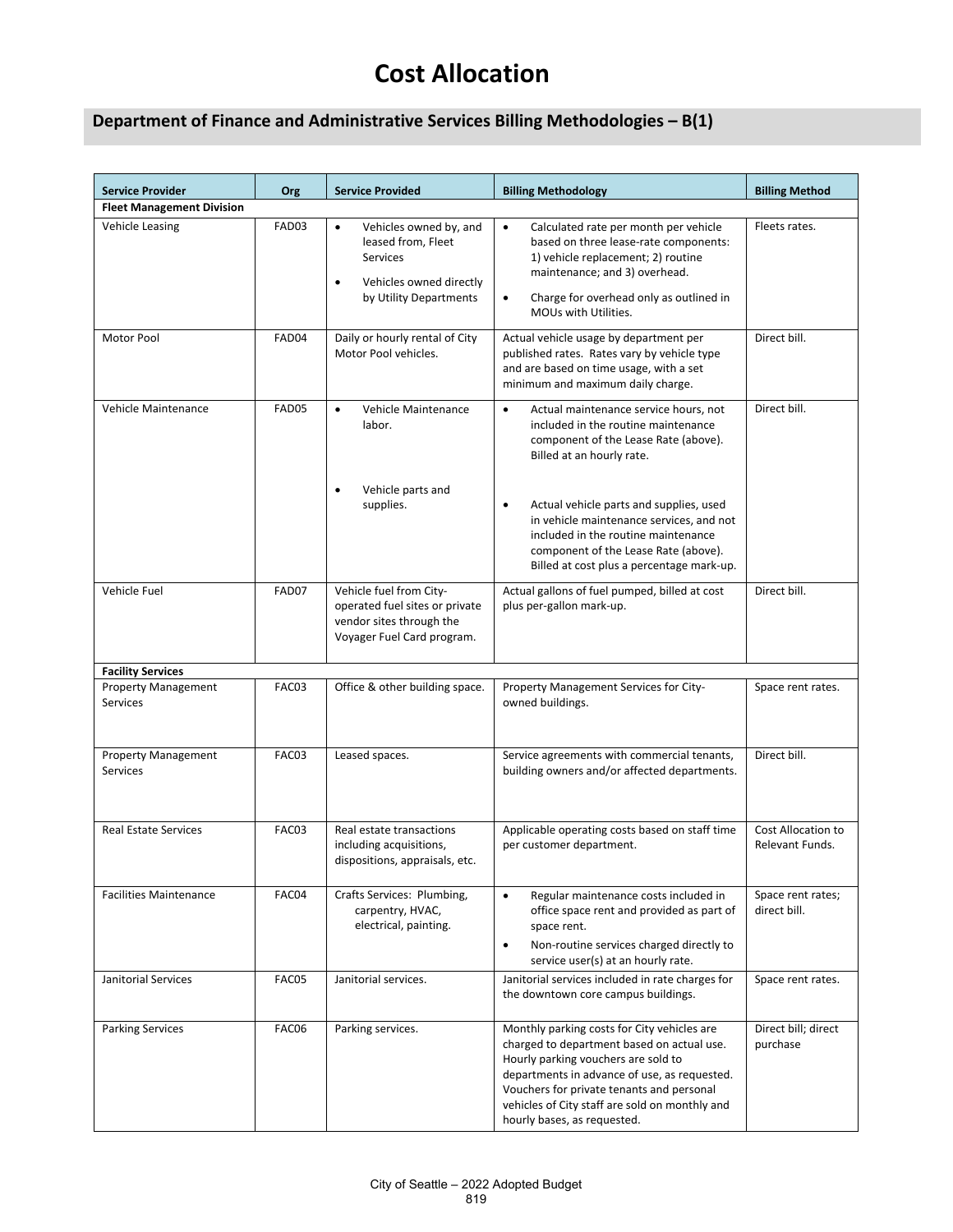# Cost Allocation

## Department of Finance and Administrative Services Billing Methodologies – B(1)

| Service Provider | Org | Service Provided | Billing Methodology | Billing Method |
|---|---|---|---|---|
| **Fleet Management Division** | | | | |
| Vehicle Leasing | FAD03 | • Vehicles owned by, and leased from, Fleet Services<br>• Vehicles owned directly by Utility Departments | • Calculated rate per month per vehicle based on three lease-rate components: 1) vehicle replacement; 2) routine maintenance; and 3) overhead.<br>• Charge for overhead only as outlined in MOUs with Utilities. | Fleets rates. |
| Motor Pool | FAD04 | Daily or hourly rental of City Motor Pool vehicles. | Actual vehicle usage by department per published rates. Rates vary by vehicle type and are based on time usage, with a set minimum and maximum daily charge. | Direct bill. |
| Vehicle Maintenance | FAD05 | • Vehicle Maintenance labor.<br>• Vehicle parts and supplies. | • Actual maintenance service hours, not included in the routine maintenance component of the Lease Rate (above). Billed at an hourly rate.<br>• Actual vehicle parts and supplies, used in vehicle maintenance services, and not included in the routine maintenance component of the Lease Rate (above). Billed at cost plus a percentage mark-up. | Direct bill. |
| Vehicle Fuel | FAD07 | Vehicle fuel from City-operated fuel sites or private vendor sites through the Voyager Fuel Card program. | Actual gallons of fuel pumped, billed at cost plus per-gallon mark-up. | Direct bill. |
| **Facility Services** | | | | |
| Property Management Services | FAC03 | Office & other building space. | Property Management Services for City-owned buildings. | Space rent rates. |
| Property Management Services | FAC03 | Leased spaces. | Service agreements with commercial tenants, building owners and/or affected departments. | Direct bill. |
| Real Estate Services | FAC03 | Real estate transactions including acquisitions, dispositions, appraisals, etc. | Applicable operating costs based on staff time per customer department. | Cost Allocation to Relevant Funds. |
| Facilities Maintenance | FAC04 | Crafts Services: Plumbing, carpentry, HVAC, electrical, painting. | • Regular maintenance costs included in office space rent and provided as part of space rent.<br>• Non-routine services charged directly to service user(s) at an hourly rate. | Space rent rates; direct bill. |
| Janitorial Services | FAC05 | Janitorial services. | Janitorial services included in rate charges for the downtown core campus buildings. | Space rent rates. |
| Parking Services | FAC06 | Parking services. | Monthly parking costs for City vehicles are charged to department based on actual use. Hourly parking vouchers are sold to departments in advance of use, as requested. Vouchers for private tenants and personal vehicles of City staff are sold on monthly and hourly bases, as requested. | Direct bill; direct purchase |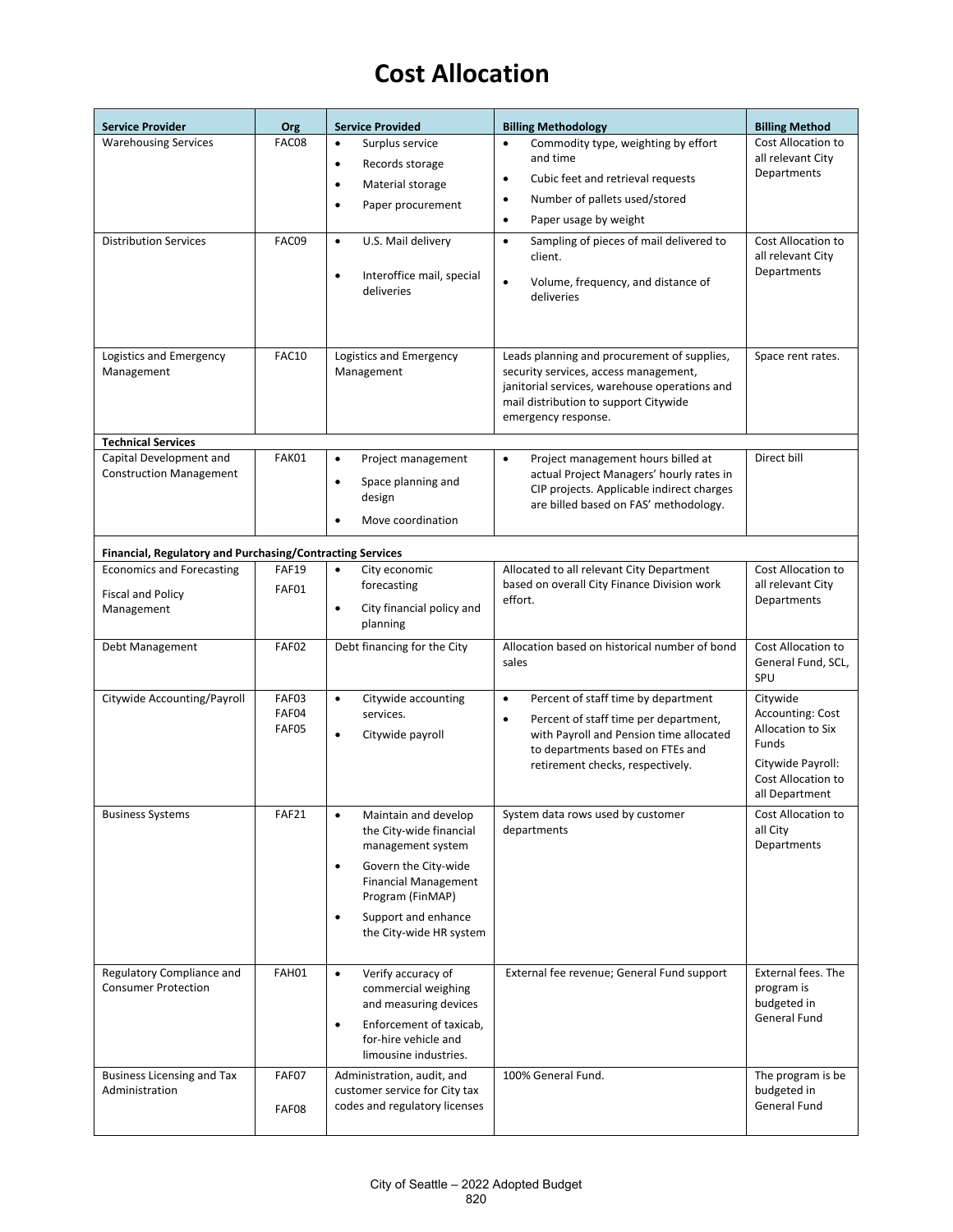# Cost Allocation

| Service Provider | Org | Service Provided | Billing Methodology | Billing Method |
|---|---|---|---|---|
| Warehousing Services | FAC08 | • Surplus service<br>• Records storage<br>• Material storage<br>• Paper procurement | • Commodity type, weighting by effort and time<br>• Cubic feet and retrieval requests<br>• Number of pallets used/stored<br>• Paper usage by weight | Cost Allocation to all relevant City Departments |
| Distribution Services | FAC09 | • U.S. Mail delivery<br>• Interoffice mail, special deliveries | • Sampling of pieces of mail delivered to client.<br>• Volume, frequency, and distance of deliveries | Cost Allocation to all relevant City Departments |
| Logistics and Emergency Management | FAC10 | Logistics and Emergency Management | Leads planning and procurement of supplies, security services, access management, janitorial services, warehouse operations and mail distribution to support Citywide emergency response. | Space rent rates. |
| **Technical Services** | | | | |
| Capital Development and Construction Management | FAK01 | • Project management<br>• Space planning and design<br>• Move coordination | • Project management hours billed at actual Project Managers' hourly rates in CIP projects. Applicable indirect charges are billed based on FAS' methodology. | Direct bill |
| **Financial, Regulatory and Purchasing/Contracting Services** | | | | |
| Economics and Forecasting<br>Fiscal and Policy Management | FAF19<br>FAF01 | • City economic forecasting<br>• City financial policy and planning | Allocated to all relevant City Department based on overall City Finance Division work effort. | Cost Allocation to all relevant City Departments |
| Debt Management | FAF02 | Debt financing for the City | Allocation based on historical number of bond sales | Cost Allocation to General Fund, SCL, SPU |
| Citywide Accounting/Payroll | FAF03<br>FAF04<br>FAF05 | • Citywide accounting services.<br>• Citywide payroll | • Percent of staff time by department<br>• Percent of staff time per department, with Payroll and Pension time allocated to departments based on FTEs and retirement checks, respectively. | Citywide Accounting: Cost Allocation to Six Funds<br>Citywide Payroll: Cost Allocation to all Department |
| Business Systems | FAF21 | • Maintain and develop the City-wide financial management system<br>• Govern the City-wide Financial Management Program (FinMAP)<br>• Support and enhance the City-wide HR system | System data rows used by customer departments | Cost Allocation to all City Departments |
| Regulatory Compliance and Consumer Protection | FAH01 | • Verify accuracy of commercial weighing and measuring devices<br>• Enforcement of taxicab, for-hire vehicle and limousine industries. | External fee revenue; General Fund support | External fees. The program is budgeted in General Fund |
| Business Licensing and Tax Administration | FAF07<br>FAF08 | Administration, audit, and customer service for City tax codes and regulatory licenses | 100% General Fund. | The program is be budgeted in General Fund |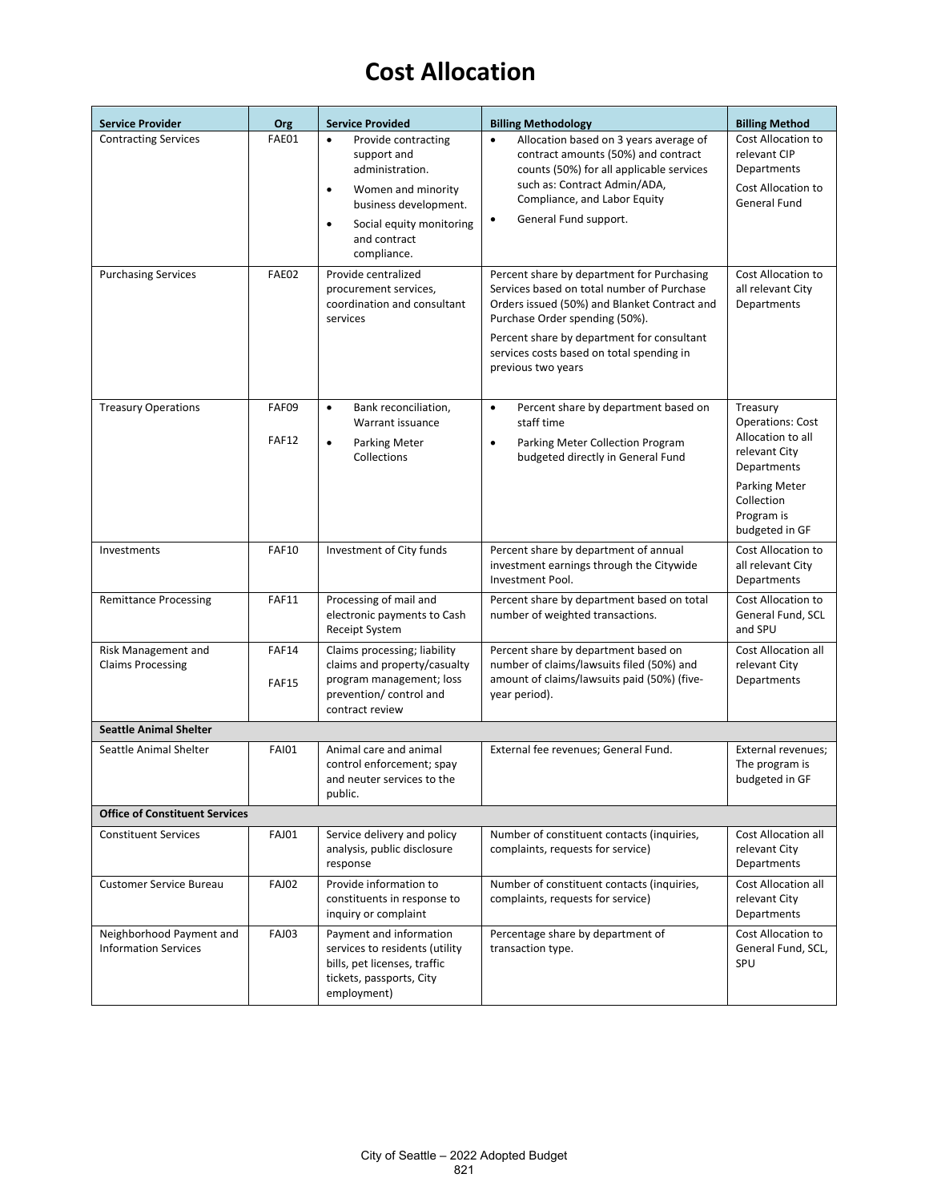# Cost Allocation

| Service Provider | Org | Service Provided | Billing Methodology | Billing Method |
|---|---|---|---|---|
| Contracting Services | FAE01 | • Provide contracting support and administration. • Women and minority business development. • Social equity monitoring and contract compliance. | • Allocation based on 3 years average of contract amounts (50%) and contract counts (50%) for all applicable services such as: Contract Admin/ADA, Compliance, and Labor Equity • General Fund support. | Cost Allocation to relevant CIP Departments Cost Allocation to General Fund |
| Purchasing Services | FAE02 | Provide centralized procurement services, coordination and consultant services | Percent share by department for Purchasing Services based on total number of Purchase Orders issued (50%) and Blanket Contract and Purchase Order spending (50%). Percent share by department for consultant services costs based on total spending in previous two years | Cost Allocation to all relevant City Departments |
| Treasury Operations | FAF09 FAF12 | • Bank reconciliation, Warrant issuance • Parking Meter Collections | • Percent share by department based on staff time • Parking Meter Collection Program budgeted directly in General Fund | Treasury Operations: Cost Allocation to all relevant City Departments Parking Meter Collection Program is budgeted in GF |
| Investments | FAF10 | Investment of City funds | Percent share by department of annual investment earnings through the Citywide Investment Pool. | Cost Allocation to all relevant City Departments |
| Remittance Processing | FAF11 | Processing of mail and electronic payments to Cash Receipt System | Percent share by department based on total number of weighted transactions. | Cost Allocation to General Fund, SCL and SPU |
| Risk Management and Claims Processing | FAF14 FAF15 | Claims processing; liability claims and property/casualty program management; loss prevention/ control and contract review | Percent share by department based on number of claims/lawsuits filed (50%) and amount of claims/lawsuits paid (50%) (five-year period). | Cost Allocation all relevant City Departments |
| **Seattle Animal Shelter** | | | | |
| Seattle Animal Shelter | FAI01 | Animal care and animal control enforcement; spay and neuter services to the public. | External fee revenues; General Fund. | External revenues; The program is budgeted in GF |
| **Office of Constituent Services** | | | | |
| Constituent Services | FAJ01 | Service delivery and policy analysis, public disclosure response | Number of constituent contacts (inquiries, complaints, requests for service) | Cost Allocation all relevant City Departments |
| Customer Service Bureau | FAJ02 | Provide information to constituents in response to inquiry or complaint | Number of constituent contacts (inquiries, complaints, requests for service) | Cost Allocation all relevant City Departments |
| Neighborhood Payment and Information Services | FAJ03 | Payment and information services to residents (utility bills, pet licenses, traffic tickets, passports, City employment) | Percentage share by department of transaction type. | Cost Allocation to General Fund, SCL, SPU |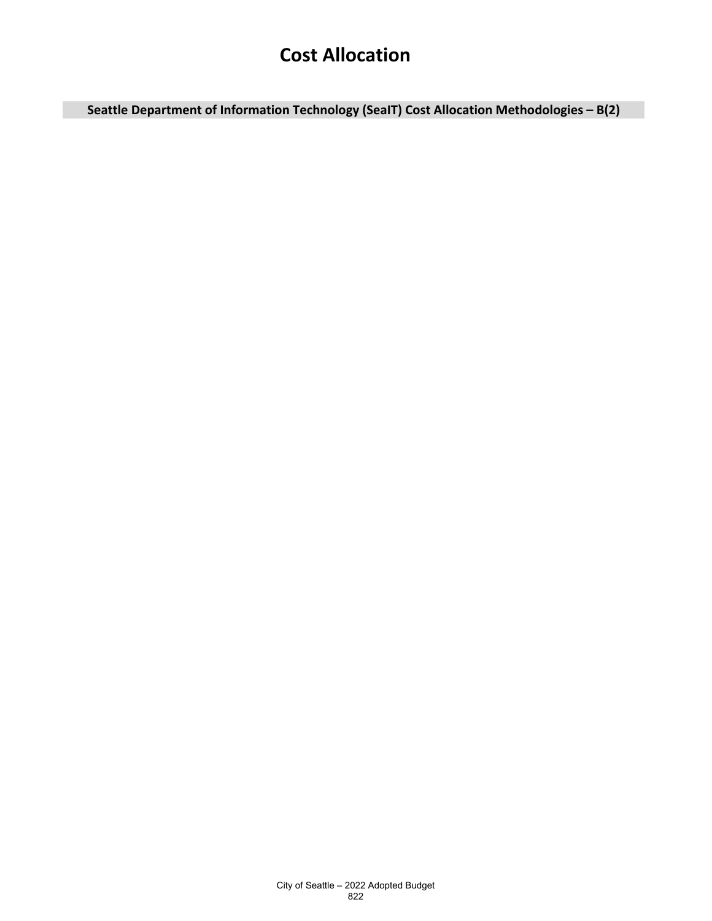# Cost Allocation

## Seattle Department of Information Technology (SeaIT) Cost Allocation Methodologies – B(2)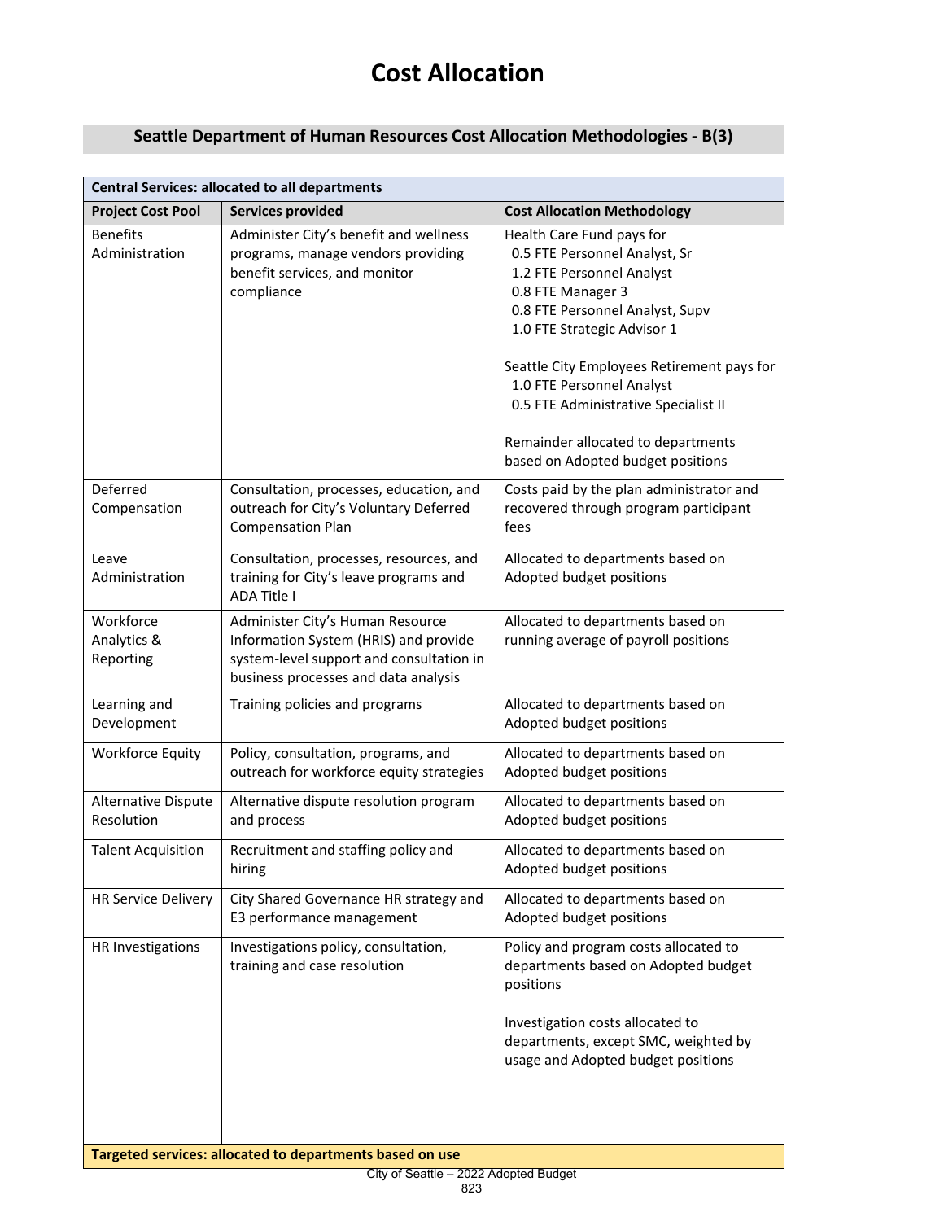# Cost Allocation

## Seattle Department of Human Resources Cost Allocation Methodologies - B(3)

| **Central Services: allocated to all departments** | | |
|---|---|---|
| **Project Cost Pool** | **Services provided** | **Cost Allocation Methodology** |
| Benefits Administration | Administer City's benefit and wellness programs, manage vendors providing benefit services, and monitor compliance | Health Care Fund pays for<br>0.5 FTE Personnel Analyst, Sr<br>1.2 FTE Personnel Analyst<br>0.8 FTE Manager 3<br>0.8 FTE Personnel Analyst, Supv<br>1.0 FTE Strategic Advisor 1<br><br>Seattle City Employees Retirement pays for<br>1.0 FTE Personnel Analyst<br>0.5 FTE Administrative Specialist II<br><br>Remainder allocated to departments based on Adopted budget positions |
| Deferred Compensation | Consultation, processes, education, and outreach for City's Voluntary Deferred Compensation Plan | Costs paid by the plan administrator and recovered through program participant fees |
| Leave Administration | Consultation, processes, resources, and training for City's leave programs and ADA Title I | Allocated to departments based on Adopted budget positions |
| Workforce Analytics & Reporting | Administer City's Human Resource Information System (HRIS) and provide system-level support and consultation in business processes and data analysis | Allocated to departments based on running average of payroll positions |
| Learning and Development | Training policies and programs | Allocated to departments based on Adopted budget positions |
| Workforce Equity | Policy, consultation, programs, and outreach for workforce equity strategies | Allocated to departments based on Adopted budget positions |
| Alternative Dispute Resolution | Alternative dispute resolution program and process | Allocated to departments based on Adopted budget positions |
| Talent Acquisition | Recruitment and staffing policy and hiring | Allocated to departments based on Adopted budget positions |
| HR Service Delivery | City Shared Governance HR strategy and E3 performance management | Allocated to departments based on Adopted budget positions |
| HR Investigations | Investigations policy, consultation, training and case resolution | Policy and program costs allocated to departments based on Adopted budget positions<br><br>Investigation costs allocated to departments, except SMC, weighted by usage and Adopted budget positions |
| **Targeted services: allocated to departments based on use** | | |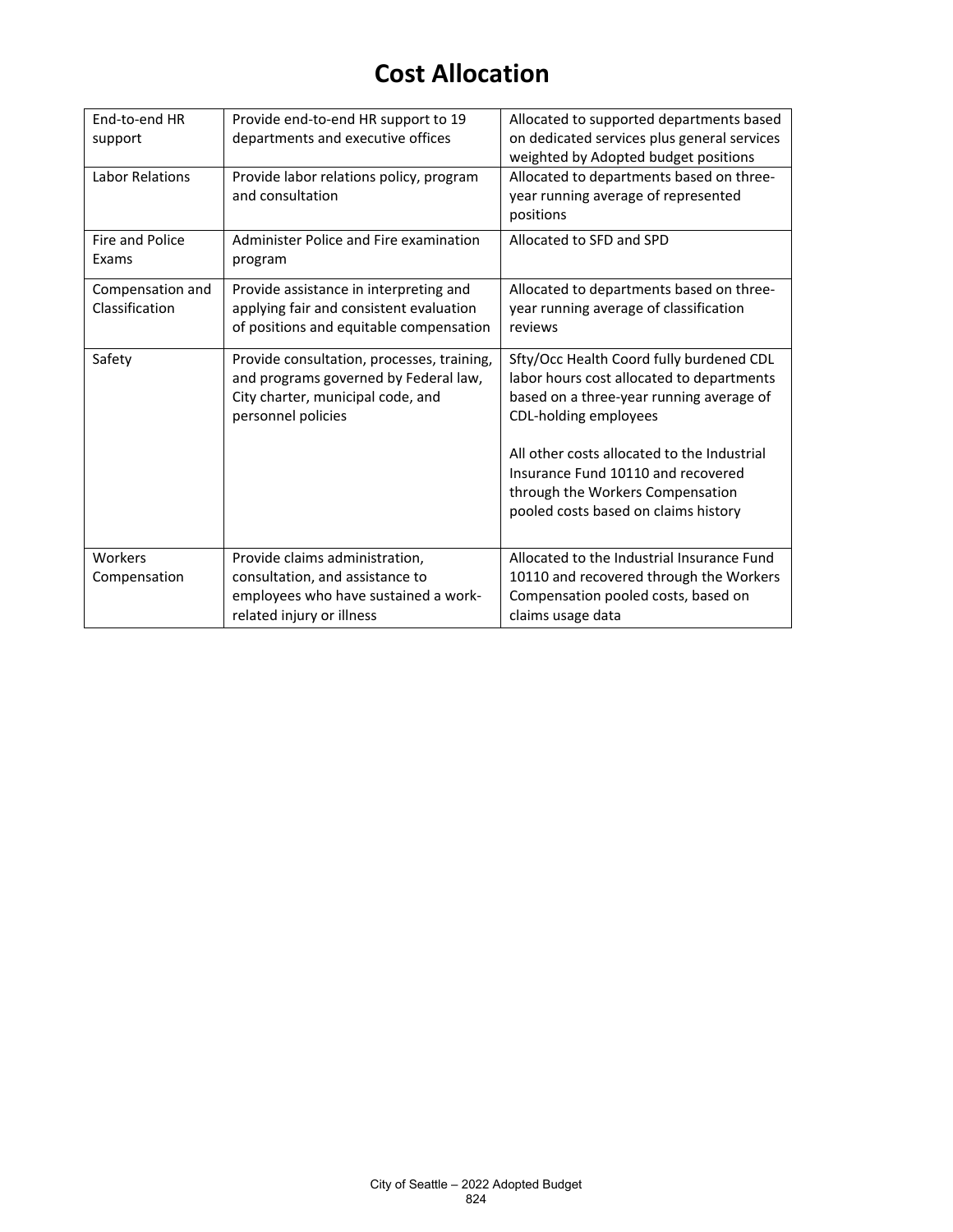# Cost Allocation

| | | |
|---|---|---|
| End-to-end HR support | Provide end-to-end HR support to 19 departments and executive offices | Allocated to supported departments based on dedicated services plus general services weighted by Adopted budget positions |
| Labor Relations | Provide labor relations policy, program and consultation | Allocated to departments based on three-year running average of represented positions |
| Fire and Police Exams | Administer Police and Fire examination program | Allocated to SFD and SPD |
| Compensation and Classification | Provide assistance in interpreting and applying fair and consistent evaluation of positions and equitable compensation | Allocated to departments based on three-year running average of classification reviews |
| Safety | Provide consultation, processes, training, and programs governed by Federal law, City charter, municipal code, and personnel policies | Sfty/Occ Health Coord fully burdened CDL labor hours cost allocated to departments based on a three-year running average of CDL-holding employees<br><br>All other costs allocated to the Industrial Insurance Fund 10110 and recovered through the Workers Compensation pooled costs based on claims history |
| Workers Compensation | Provide claims administration, consultation, and assistance to employees who have sustained a work-related injury or illness | Allocated to the Industrial Insurance Fund 10110 and recovered through the Workers Compensation pooled costs, based on claims usage data |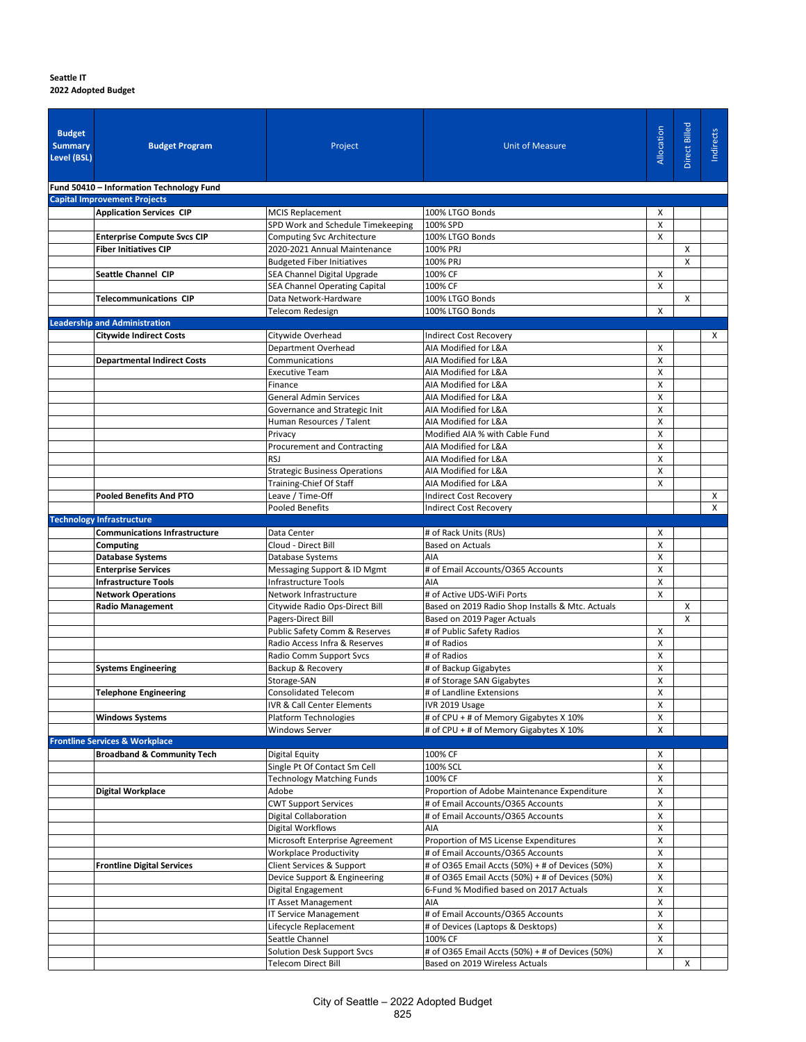**Seattle IT**
**2022 Adopted Budget**

| Budget Summary Level (BSL) | Budget Program | Project | Unit of Measure | Allocation | Direct Billed | Indirects |
|---|---|---|---|---|---|---|
| **Fund 50410 – Information Technology Fund** | | | | | | |
| **Capital Improvement Projects** | | | | | | |
| | **Application Services CIP** | MCIS Replacement | 100% LTGO Bonds | X | | |
| | | SPD Work and Schedule Timekeeping | 100% SPD | X | | |
| | **Enterprise Compute Svcs CIP** | Computing Svc Architecture | 100% LTGO Bonds | X | | |
| | **Fiber Initiatives CIP** | 2020-2021 Annual Maintenance | 100% PRJ | | X | |
| | | Budgeted Fiber Initiatives | 100% PRJ | | X | |
| | **Seattle Channel CIP** | SEA Channel Digital Upgrade | 100% CF | X | | |
| | | SEA Channel Operating Capital | 100% CF | X | | |
| | **Telecommunications CIP** | Data Network-Hardware | 100% LTGO Bonds | | X | |
| | | Telecom Redesign | 100% LTGO Bonds | X | | |
| **Leadership and Administration** | | | | | | |
| | **Citywide Indirect Costs** | Citywide Overhead | Indirect Cost Recovery | | | X |
| | | Department Overhead | AIA Modified for L&A | X | | |
| | **Departmental Indirect Costs** | Communications | AIA Modified for L&A | X | | |
| | | Executive Team | AIA Modified for L&A | X | | |
| | | Finance | AIA Modified for L&A | X | | |
| | | General Admin Services | AIA Modified for L&A | X | | |
| | | Governance and Strategic Init | AIA Modified for L&A | X | | |
| | | Human Resources / Talent | AIA Modified for L&A | X | | |
| | | Privacy | Modified AIA % with Cable Fund | X | | |
| | | Procurement and Contracting | AIA Modified for L&A | X | | |
| | | RSJ | AIA Modified for L&A | X | | |
| | | Strategic Business Operations | AIA Modified for L&A | X | | |
| | | Training-Chief Of Staff | AIA Modified for L&A | X | | |
| | **Pooled Benefits And PTO** | Leave / Time-Off | Indirect Cost Recovery | | | X |
| | | Pooled Benefits | Indirect Cost Recovery | | | X |
| **Technology Infrastructure** | | | | | | |
| | **Communications Infrastructure** | Data Center | # of Rack Units (RUs) | X | | |
| | **Computing** | Cloud - Direct Bill | Based on Actuals | X | | |
| | **Database Systems** | Database Systems | AIA | X | | |
| | **Enterprise Services** | Messaging Support & ID Mgmt | # of Email Accounts/O365 Accounts | X | | |
| | **Infrastructure Tools** | Infrastructure Tools | AIA | X | | |
| | **Network Operations** | Network Infrastructure | # of Active UDS-WiFi Ports | X | | |
| | **Radio Management** | Citywide Radio Ops-Direct Bill | Based on 2019 Radio Shop Installs & Mtc. Actuals | | X | |
| | | Pagers-Direct Bill | Based on 2019 Pager Actuals | | X | |
| | | Public Safety Comm & Reserves | # of Public Safety Radios | X | | |
| | | Radio Access Infra & Reserves | # of Radios | X | | |
| | | Radio Comm Support Svcs | # of Radios | X | | |
| | **Systems Engineering** | Backup & Recovery | # of Backup Gigabytes | X | | |
| | | Storage-SAN | # of Storage SAN Gigabytes | X | | |
| | **Telephone Engineering** | Consolidated Telecom | # of Landline Extensions | X | | |
| | | IVR & Call Center Elements | IVR 2019 Usage | X | | |
| | **Windows Systems** | Platform Technologies | # of CPU + # of Memory Gigabytes X 10% | X | | |
| | | Windows Server | # of CPU + # of Memory Gigabytes X 10% | X | | |
| **Frontline Services & Workplace** | | | | | | |
| | **Broadband & Community Tech** | Digital Equity | 100% CF | X | | |
| | | Single Pt Of Contact Sm Cell | 100% SCL | X | | |
| | | Technology Matching Funds | 100% CF | X | | |
| | **Digital Workplace** | Adobe | Proportion of Adobe Maintenance Expenditure | X | | |
| | | CWT Support Services | # of Email Accounts/O365 Accounts | X | | |
| | | Digital Collaboration | # of Email Accounts/O365 Accounts | X | | |
| | | Digital Workflows | AIA | X | | |
| | | Microsoft Enterprise Agreement | Proportion of MS License Expenditures | X | | |
| | | Workplace Productivity | # of Email Accounts/O365 Accounts | X | | |
| | **Frontline Digital Services** | Client Services & Support | # of O365 Email Accts (50%) + # of Devices (50%) | X | | |
| | | Device Support & Engineering | # of O365 Email Accts (50%) + # of Devices (50%) | X | | |
| | | Digital Engagement | 6-Fund % Modified based on 2017 Actuals | X | | |
| | | IT Asset Management | AIA | X | | |
| | | IT Service Management | # of Email Accounts/O365 Accounts | X | | |
| | | Lifecycle Replacement | # of Devices (Laptops & Desktops) | X | | |
| | | Seattle Channel | 100% CF | X | | |
| | | Solution Desk Support Svcs | # of O365 Email Accts (50%) + # of Devices (50%) | X | | |
| | | Telecom Direct Bill | Based on 2019 Wireless Actuals | | X | |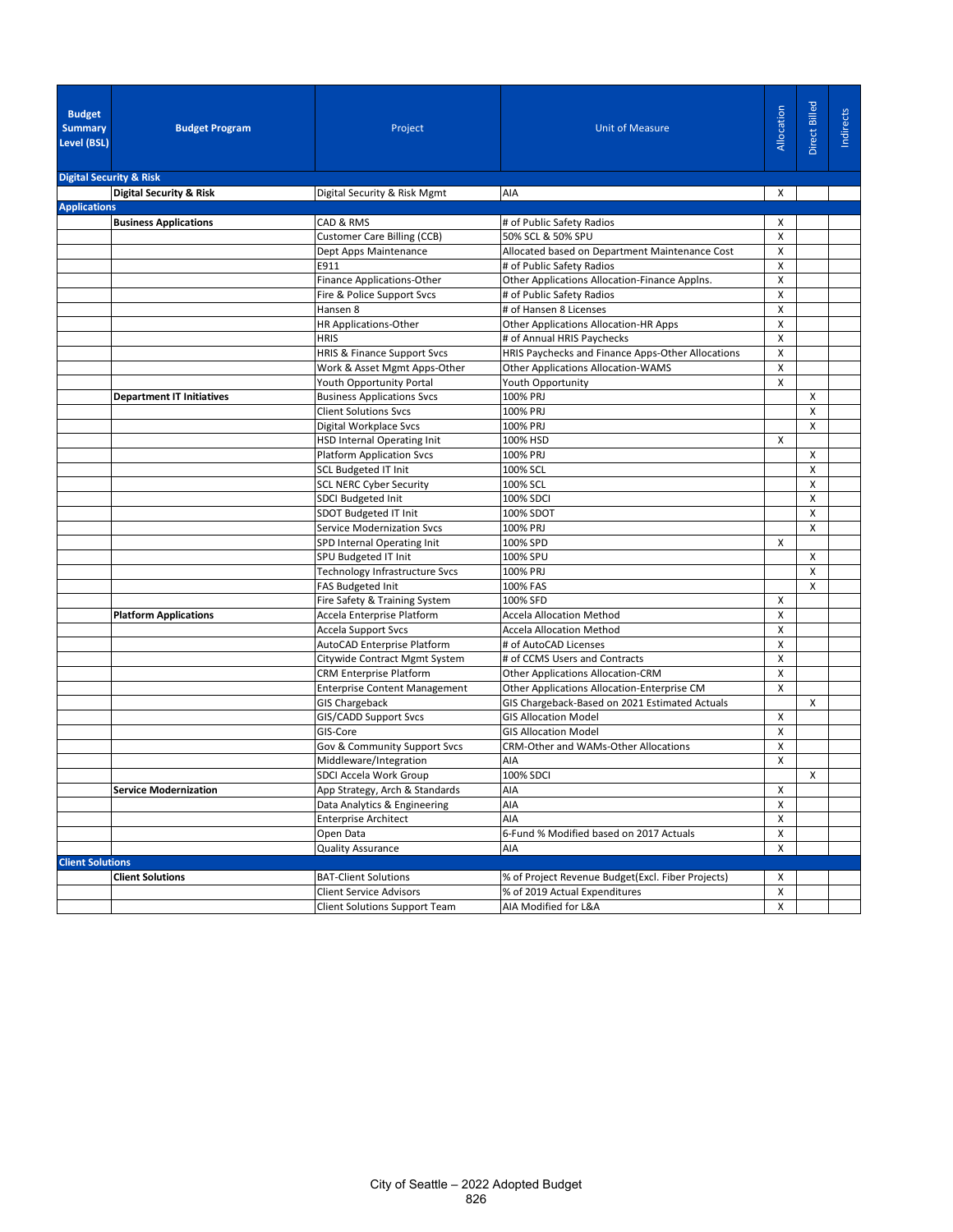| Budget Summary Level (BSL) | Budget Program | Project | Unit of Measure | Allocation | Direct Billed | Indirects |
|---|---|---|---|---|---|---|
| **Digital Security & Risk** | | | | | | |
| | **Digital Security & Risk** | Digital Security & Risk Mgmt | AIA | X | | |
| **Applications** | | | | | | |
| | **Business Applications** | CAD & RMS | # of Public Safety Radios | X | | |
| | | Customer Care Billing (CCB) | 50% SCL & 50% SPU | X | | |
| | | Dept Apps Maintenance | Allocated based on Department Maintenance Cost | X | | |
| | | E911 | # of Public Safety Radios | X | | |
| | | Finance Applications-Other | Other Applications Allocation-Finance Applns. | X | | |
| | | Fire & Police Support Svcs | # of Public Safety Radios | X | | |
| | | Hansen 8 | # of Hansen 8 Licenses | X | | |
| | | HR Applications-Other | Other Applications Allocation-HR Apps | X | | |
| | | HRIS | # of Annual HRIS Paychecks | X | | |
| | | HRIS & Finance Support Svcs | HRIS Paychecks and Finance Apps-Other Allocations | X | | |
| | | Work & Asset Mgmt Apps-Other | Other Applications Allocation-WAMS | X | | |
| | | Youth Opportunity Portal | Youth Opportunity | X | | |
| | **Department IT Initiatives** | Business Applications Svcs | 100% PRJ | | X | |
| | | Client Solutions Svcs | 100% PRJ | | X | |
| | | Digital Workplace Svcs | 100% PRJ | | X | |
| | | HSD Internal Operating Init | 100% HSD | X | | |
| | | Platform Application Svcs | 100% PRJ | | X | |
| | | SCL Budgeted IT Init | 100% SCL | | X | |
| | | SCL NERC Cyber Security | 100% SCL | | X | |
| | | SDCI Budgeted Init | 100% SDCI | | X | |
| | | SDOT Budgeted IT Init | 100% SDOT | | X | |
| | | Service Modernization Svcs | 100% PRJ | | X | |
| | | SPD Internal Operating Init | 100% SPD | X | | |
| | | SPU Budgeted IT Init | 100% SPU | | X | |
| | | Technology Infrastructure Svcs | 100% PRJ | | X | |
| | | FAS Budgeted Init | 100% FAS | | X | |
| | | Fire Safety & Training System | 100% SFD | X | | |
| | **Platform Applications** | Accela Enterprise Platform | Accela Allocation Method | X | | |
| | | Accela Support Svcs | Accela Allocation Method | X | | |
| | | AutoCAD Enterprise Platform | # of AutoCAD Licenses | X | | |
| | | Citywide Contract Mgmt System | # of CCMS Users and Contracts | X | | |
| | | CRM Enterprise Platform | Other Applications Allocation-CRM | X | | |
| | | Enterprise Content Management | Other Applications Allocation-Enterprise CM | X | | |
| | | GIS Chargeback | GIS Chargeback-Based on 2021 Estimated Actuals | | X | |
| | | GIS/CADD Support Svcs | GIS Allocation Model | X | | |
| | | GIS-Core | GIS Allocation Model | X | | |
| | | Gov & Community Support Svcs | CRM-Other and WAMs-Other Allocations | X | | |
| | | Middleware/Integration | AIA | X | | |
| | | SDCI Accela Work Group | 100% SDCI | | X | |
| | **Service Modernization** | App Strategy, Arch & Standards | AIA | X | | |
| | | Data Analytics & Engineering | AIA | X | | |
| | | Enterprise Architect | AIA | X | | |
| | | Open Data | 6-Fund % Modified based on 2017 Actuals | X | | |
| | | Quality Assurance | AIA | X | | |
| **Client Solutions** | | | | | | |
| | **Client Solutions** | BAT-Client Solutions | % of Project Revenue Budget(Excl. Fiber Projects) | X | | |
| | | Client Service Advisors | % of 2019 Actual Expenditures | X | | |
| | | Client Solutions Support Team | AIA Modified for L&A | X | | |